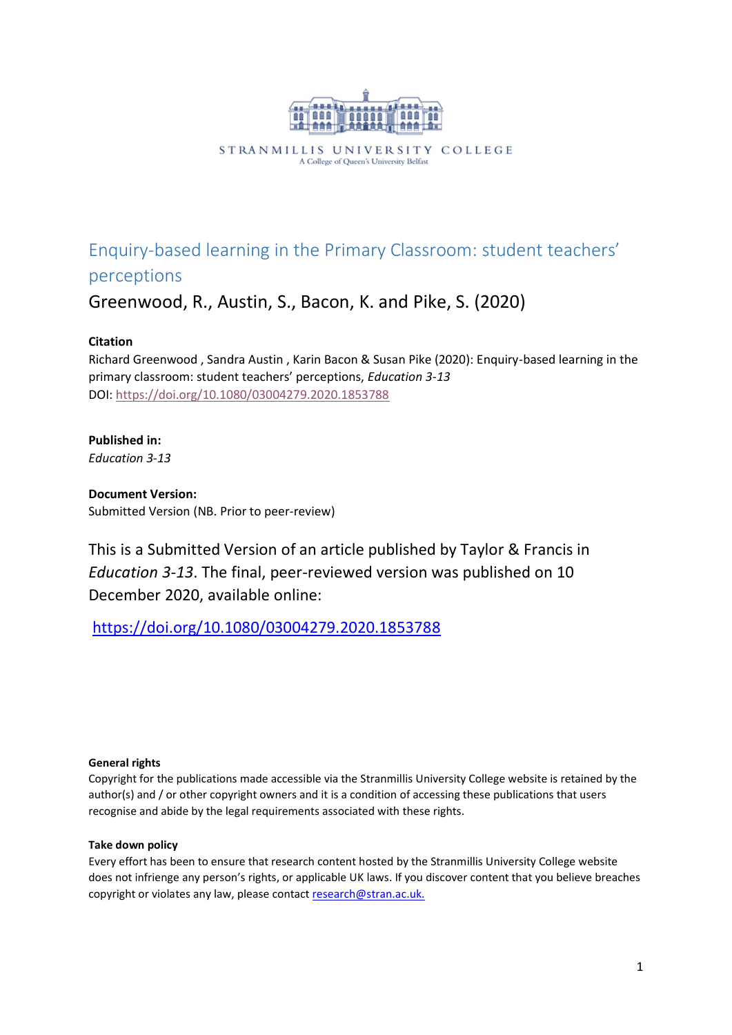STRANMILLIS UNIVERSITY COLLEGE
A College of Queen's University Belfast

# Enquiry-based learning in the Primary Classroom: student teachers' perceptions

## Greenwood, R., Austin, S., Bacon, K. and Pike, S. (2020)

**Citation**
Richard Greenwood , Sandra Austin , Karin Bacon & Susan Pike (2020): Enquiry-based learning in the primary classroom: student teachers' perceptions, *Education 3-13*
DOI: https://doi.org/10.1080/03004279.2020.1853788

**Published in:**
*Education 3-13*

**Document Version:**
Submitted Version (NB. Prior to peer-review)

This is a Submitted Version of an article published by Taylor & Francis in *Education 3-13*. The final, peer-reviewed version was published on 10 December 2020, available online:

https://doi.org/10.1080/03004279.2020.1853788

**General rights**
Copyright for the publications made accessible via the Stranmillis University College website is retained by the author(s) and / or other copyright owners and it is a condition of accessing these publications that users recognise and abide by the legal requirements associated with these rights.

**Take down policy**
Every effort has been to ensure that research content hosted by the Stranmillis University College website does not infrienge any person's rights, or applicable UK laws. If you discover content that you believe breaches copyright or violates any law, please contact research@stran.ac.uk.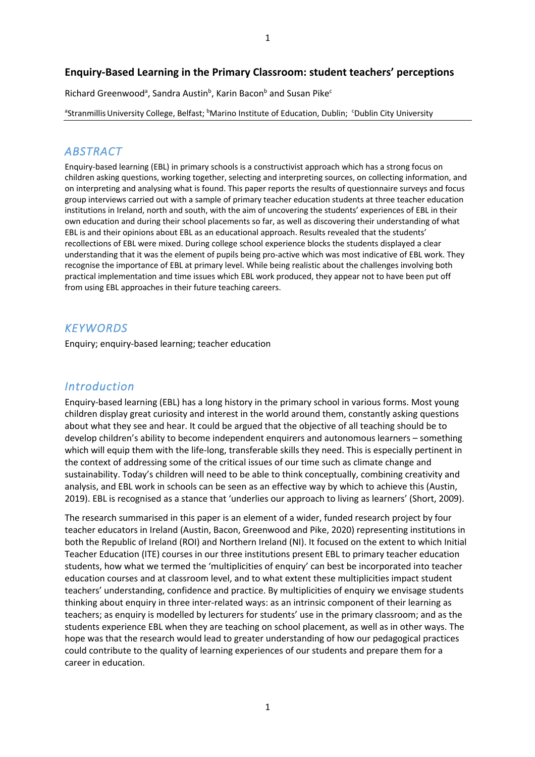## Enquiry-Based Learning in the Primary Classroom: student teachers' perceptions

Richard Greenwood[a], Sandra Austin[b], Karin Bacon[b] and Susan Pike[c]

[a]Stranmillis University College, Belfast; [b]Marino Institute of Education, Dublin; [c]Dublin City University

## ABSTRACT

Enquiry-based learning (EBL) in primary schools is a constructivist approach which has a strong focus on children asking questions, working together, selecting and interpreting sources, on collecting information, and on interpreting and analysing what is found. This paper reports the results of questionnaire surveys and focus group interviews carried out with a sample of primary teacher education students at three teacher education institutions in Ireland, north and south, with the aim of uncovering the students' experiences of EBL in their own education and during their school placements so far, as well as discovering their understanding of what EBL is and their opinions about EBL as an educational approach. Results revealed that the students' recollections of EBL were mixed. During college school experience blocks the students displayed a clear understanding that it was the element of pupils being pro-active which was most indicative of EBL work. They recognise the importance of EBL at primary level. While being realistic about the challenges involving both practical implementation and time issues which EBL work produced, they appear not to have been put off from using EBL approaches in their future teaching careers.

## KEYWORDS

Enquiry; enquiry-based learning; teacher education

## Introduction

Enquiry-based learning (EBL) has a long history in the primary school in various forms. Most young children display great curiosity and interest in the world around them, constantly asking questions about what they see and hear. It could be argued that the objective of all teaching should be to develop children's ability to become independent enquirers and autonomous learners – something which will equip them with the life-long, transferable skills they need. This is especially pertinent in the context of addressing some of the critical issues of our time such as climate change and sustainability. Today's children will need to be able to think conceptually, combining creativity and analysis, and EBL work in schools can be seen as an effective way by which to achieve this (Austin, 2019). EBL is recognised as a stance that 'underlies our approach to living as learners' (Short, 2009).

The research summarised in this paper is an element of a wider, funded research project by four teacher educators in Ireland (Austin, Bacon, Greenwood and Pike, 2020) representing institutions in both the Republic of Ireland (ROI) and Northern Ireland (NI). It focused on the extent to which Initial Teacher Education (ITE) courses in our three institutions present EBL to primary teacher education students, how what we termed the 'multiplicities of enquiry' can best be incorporated into teacher education courses and at classroom level, and to what extent these multiplicities impact student teachers' understanding, confidence and practice. By multiplicities of enquiry we envisage students thinking about enquiry in three inter-related ways: as an intrinsic component of their learning as teachers; as enquiry is modelled by lecturers for students' use in the primary classroom; and as the students experience EBL when they are teaching on school placement, as well as in other ways. The hope was that the research would lead to greater understanding of how our pedagogical practices could contribute to the quality of learning experiences of our students and prepare them for a career in education.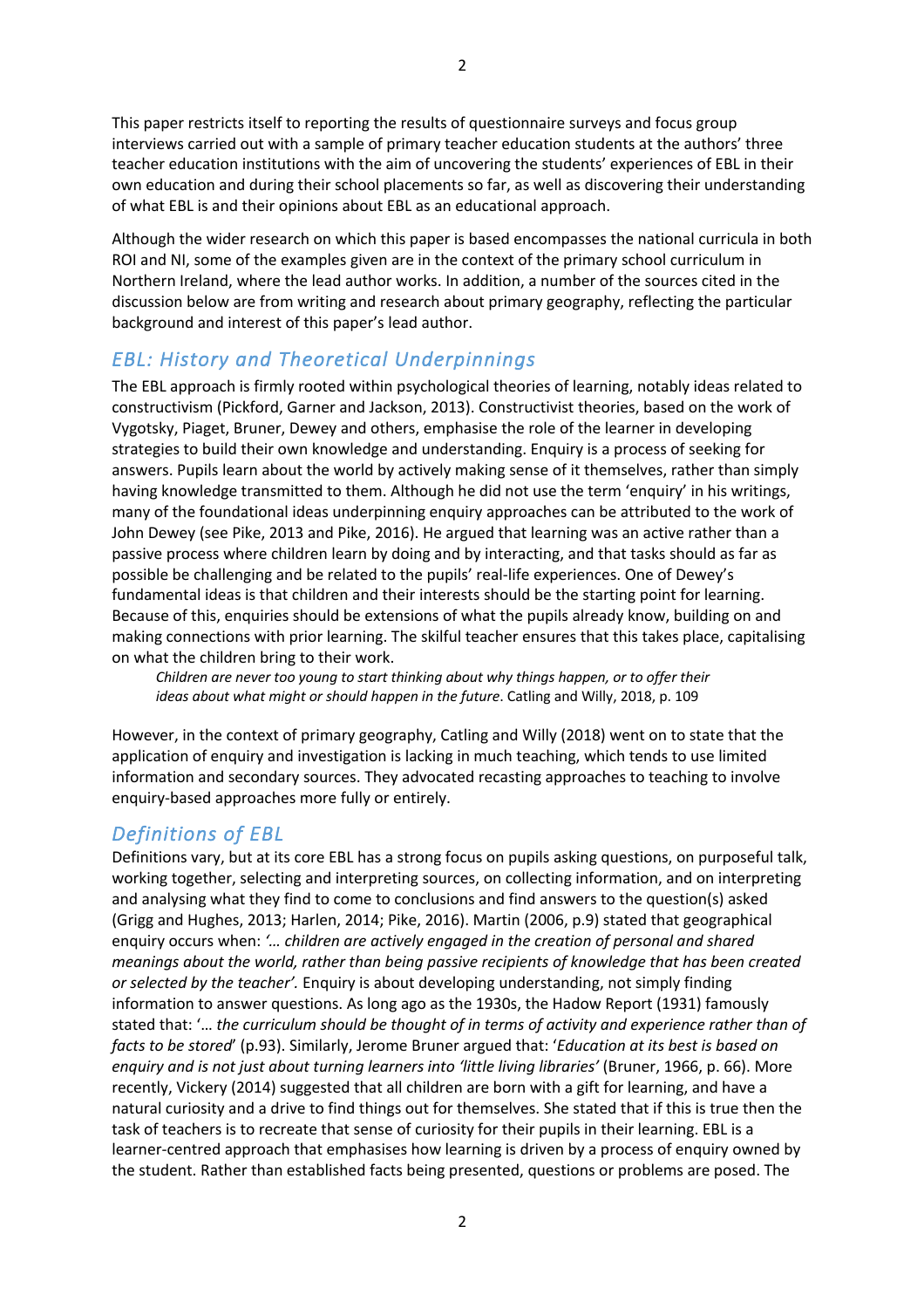This paper restricts itself to reporting the results of questionnaire surveys and focus group interviews carried out with a sample of primary teacher education students at the authors' three teacher education institutions with the aim of uncovering the students' experiences of EBL in their own education and during their school placements so far, as well as discovering their understanding of what EBL is and their opinions about EBL as an educational approach.

Although the wider research on which this paper is based encompasses the national curricula in both ROI and NI, some of the examples given are in the context of the primary school curriculum in Northern Ireland, where the lead author works. In addition, a number of the sources cited in the discussion below are from writing and research about primary geography, reflecting the particular background and interest of this paper's lead author.

## *EBL: History and Theoretical Underpinnings*

The EBL approach is firmly rooted within psychological theories of learning, notably ideas related to constructivism (Pickford, Garner and Jackson, 2013). Constructivist theories, based on the work of Vygotsky, Piaget, Bruner, Dewey and others, emphasise the role of the learner in developing strategies to build their own knowledge and understanding. Enquiry is a process of seeking for answers. Pupils learn about the world by actively making sense of it themselves, rather than simply having knowledge transmitted to them. Although he did not use the term 'enquiry' in his writings, many of the foundational ideas underpinning enquiry approaches can be attributed to the work of John Dewey (see Pike, 2013 and Pike, 2016). He argued that learning was an active rather than a passive process where children learn by doing and by interacting, and that tasks should as far as possible be challenging and be related to the pupils' real-life experiences. One of Dewey's fundamental ideas is that children and their interests should be the starting point for learning. Because of this, enquiries should be extensions of what the pupils already know, building on and making connections with prior learning. The skilful teacher ensures that this takes place, capitalising on what the children bring to their work.

> *Children are never too young to start thinking about why things happen, or to offer their ideas about what might or should happen in the future*. Catling and Willy, 2018, p. 109

However, in the context of primary geography, Catling and Willy (2018) went on to state that the application of enquiry and investigation is lacking in much teaching, which tends to use limited information and secondary sources. They advocated recasting approaches to teaching to involve enquiry-based approaches more fully or entirely.

## *Definitions of EBL*

Definitions vary, but at its core EBL has a strong focus on pupils asking questions, on purposeful talk, working together, selecting and interpreting sources, on collecting information, and on interpreting and analysing what they find to come to conclusions and find answers to the question(s) asked (Grigg and Hughes, 2013; Harlen, 2014; Pike, 2016). Martin (2006, p.9) stated that geographical enquiry occurs when: *'… children are actively engaged in the creation of personal and shared meanings about the world, rather than being passive recipients of knowledge that has been created or selected by the teacher'.* Enquiry is about developing understanding, not simply finding information to answer questions. As long ago as the 1930s, the Hadow Report (1931) famously stated that: '*… the curriculum should be thought of in terms of activity and experience rather than of facts to be stored*' (p.93). Similarly, Jerome Bruner argued that: '*Education at its best is based on enquiry and is not just about turning learners into 'little living libraries'* (Bruner, 1966, p. 66). More recently, Vickery (2014) suggested that all children are born with a gift for learning, and have a natural curiosity and a drive to find things out for themselves. She stated that if this is true then the task of teachers is to recreate that sense of curiosity for their pupils in their learning. EBL is a learner-centred approach that emphasises how learning is driven by a process of enquiry owned by the student. Rather than established facts being presented, questions or problems are posed. The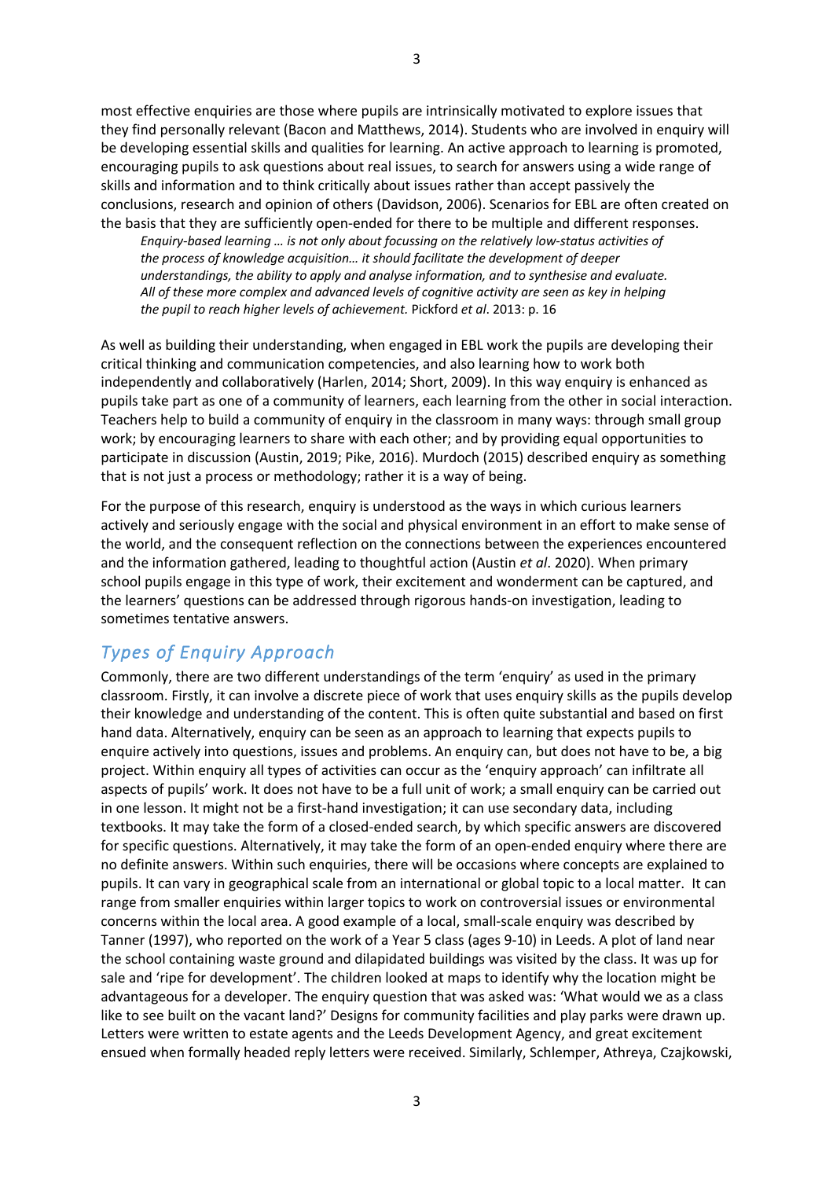most effective enquiries are those where pupils are intrinsically motivated to explore issues that they find personally relevant (Bacon and Matthews, 2014). Students who are involved in enquiry will be developing essential skills and qualities for learning. An active approach to learning is promoted, encouraging pupils to ask questions about real issues, to search for answers using a wide range of skills and information and to think critically about issues rather than accept passively the conclusions, research and opinion of others (Davidson, 2006). Scenarios for EBL are often created on the basis that they are sufficiently open-ended for there to be multiple and different responses.

> *Enquiry-based learning … is not only about focussing on the relatively low-status activities of the process of knowledge acquisition… it should facilitate the development of deeper understandings, the ability to apply and analyse information, and to synthesise and evaluate. All of these more complex and advanced levels of cognitive activity are seen as key in helping the pupil to reach higher levels of achievement.* Pickford *et al*. 2013: p. 16

As well as building their understanding, when engaged in EBL work the pupils are developing their critical thinking and communication competencies, and also learning how to work both independently and collaboratively (Harlen, 2014; Short, 2009). In this way enquiry is enhanced as pupils take part as one of a community of learners, each learning from the other in social interaction. Teachers help to build a community of enquiry in the classroom in many ways: through small group work; by encouraging learners to share with each other; and by providing equal opportunities to participate in discussion (Austin, 2019; Pike, 2016). Murdoch (2015) described enquiry as something that is not just a process or methodology; rather it is a way of being.

For the purpose of this research, enquiry is understood as the ways in which curious learners actively and seriously engage with the social and physical environment in an effort to make sense of the world, and the consequent reflection on the connections between the experiences encountered and the information gathered, leading to thoughtful action (Austin *et al*. 2020). When primary school pupils engage in this type of work, their excitement and wonderment can be captured, and the learners' questions can be addressed through rigorous hands-on investigation, leading to sometimes tentative answers.

## *Types of Enquiry Approach*

Commonly, there are two different understandings of the term 'enquiry' as used in the primary classroom. Firstly, it can involve a discrete piece of work that uses enquiry skills as the pupils develop their knowledge and understanding of the content. This is often quite substantial and based on first hand data. Alternatively, enquiry can be seen as an approach to learning that expects pupils to enquire actively into questions, issues and problems. An enquiry can, but does not have to be, a big project. Within enquiry all types of activities can occur as the 'enquiry approach' can infiltrate all aspects of pupils' work. It does not have to be a full unit of work; a small enquiry can be carried out in one lesson. It might not be a first-hand investigation; it can use secondary data, including textbooks. It may take the form of a closed-ended search, by which specific answers are discovered for specific questions. Alternatively, it may take the form of an open-ended enquiry where there are no definite answers. Within such enquiries, there will be occasions where concepts are explained to pupils. It can vary in geographical scale from an international or global topic to a local matter. It can range from smaller enquiries within larger topics to work on controversial issues or environmental concerns within the local area. A good example of a local, small-scale enquiry was described by Tanner (1997), who reported on the work of a Year 5 class (ages 9-10) in Leeds. A plot of land near the school containing waste ground and dilapidated buildings was visited by the class. It was up for sale and 'ripe for development'. The children looked at maps to identify why the location might be advantageous for a developer. The enquiry question that was asked was: 'What would we as a class like to see built on the vacant land?' Designs for community facilities and play parks were drawn up. Letters were written to estate agents and the Leeds Development Agency, and great excitement ensued when formally headed reply letters were received. Similarly, Schlemper, Athreya, Czajkowski,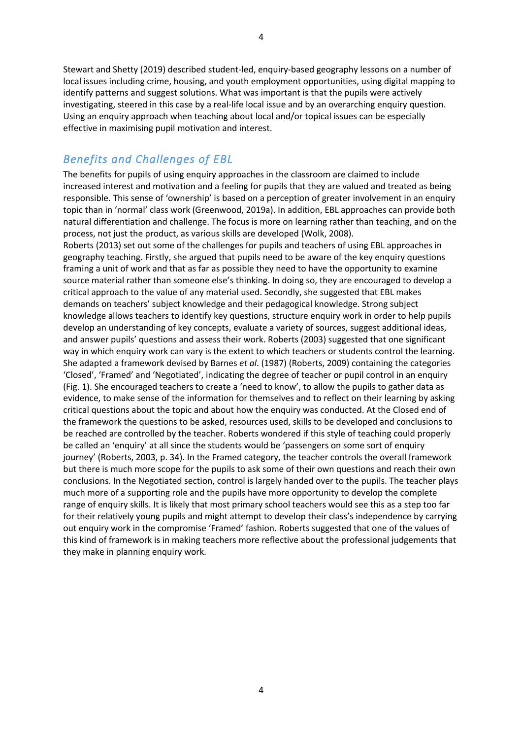Stewart and Shetty (2019) described student-led, enquiry-based geography lessons on a number of local issues including crime, housing, and youth employment opportunities, using digital mapping to identify patterns and suggest solutions. What was important is that the pupils were actively investigating, steered in this case by a real-life local issue and by an overarching enquiry question. Using an enquiry approach when teaching about local and/or topical issues can be especially effective in maximising pupil motivation and interest.

## *Benefits and Challenges of EBL*

The benefits for pupils of using enquiry approaches in the classroom are claimed to include increased interest and motivation and a feeling for pupils that they are valued and treated as being responsible. This sense of 'ownership' is based on a perception of greater involvement in an enquiry topic than in 'normal' class work (Greenwood, 2019a). In addition, EBL approaches can provide both natural differentiation and challenge. The focus is more on learning rather than teaching, and on the process, not just the product, as various skills are developed (Wolk, 2008).

Roberts (2013) set out some of the challenges for pupils and teachers of using EBL approaches in geography teaching. Firstly, she argued that pupils need to be aware of the key enquiry questions framing a unit of work and that as far as possible they need to have the opportunity to examine source material rather than someone else's thinking. In doing so, they are encouraged to develop a critical approach to the value of any material used. Secondly, she suggested that EBL makes demands on teachers' subject knowledge and their pedagogical knowledge. Strong subject knowledge allows teachers to identify key questions, structure enquiry work in order to help pupils develop an understanding of key concepts, evaluate a variety of sources, suggest additional ideas, and answer pupils' questions and assess their work. Roberts (2003) suggested that one significant way in which enquiry work can vary is the extent to which teachers or students control the learning. She adapted a framework devised by Barnes *et al*. (1987) (Roberts, 2009) containing the categories 'Closed', 'Framed' and 'Negotiated', indicating the degree of teacher or pupil control in an enquiry (Fig. 1). She encouraged teachers to create a 'need to know', to allow the pupils to gather data as evidence, to make sense of the information for themselves and to reflect on their learning by asking critical questions about the topic and about how the enquiry was conducted. At the Closed end of the framework the questions to be asked, resources used, skills to be developed and conclusions to be reached are controlled by the teacher. Roberts wondered if this style of teaching could properly be called an 'enquiry' at all since the students would be 'passengers on some sort of enquiry journey' (Roberts, 2003, p. 34). In the Framed category, the teacher controls the overall framework but there is much more scope for the pupils to ask some of their own questions and reach their own conclusions. In the Negotiated section, control is largely handed over to the pupils. The teacher plays much more of a supporting role and the pupils have more opportunity to develop the complete range of enquiry skills. It is likely that most primary school teachers would see this as a step too far for their relatively young pupils and might attempt to develop their class's independence by carrying out enquiry work in the compromise 'Framed' fashion. Roberts suggested that one of the values of this kind of framework is in making teachers more reflective about the professional judgements that they make in planning enquiry work.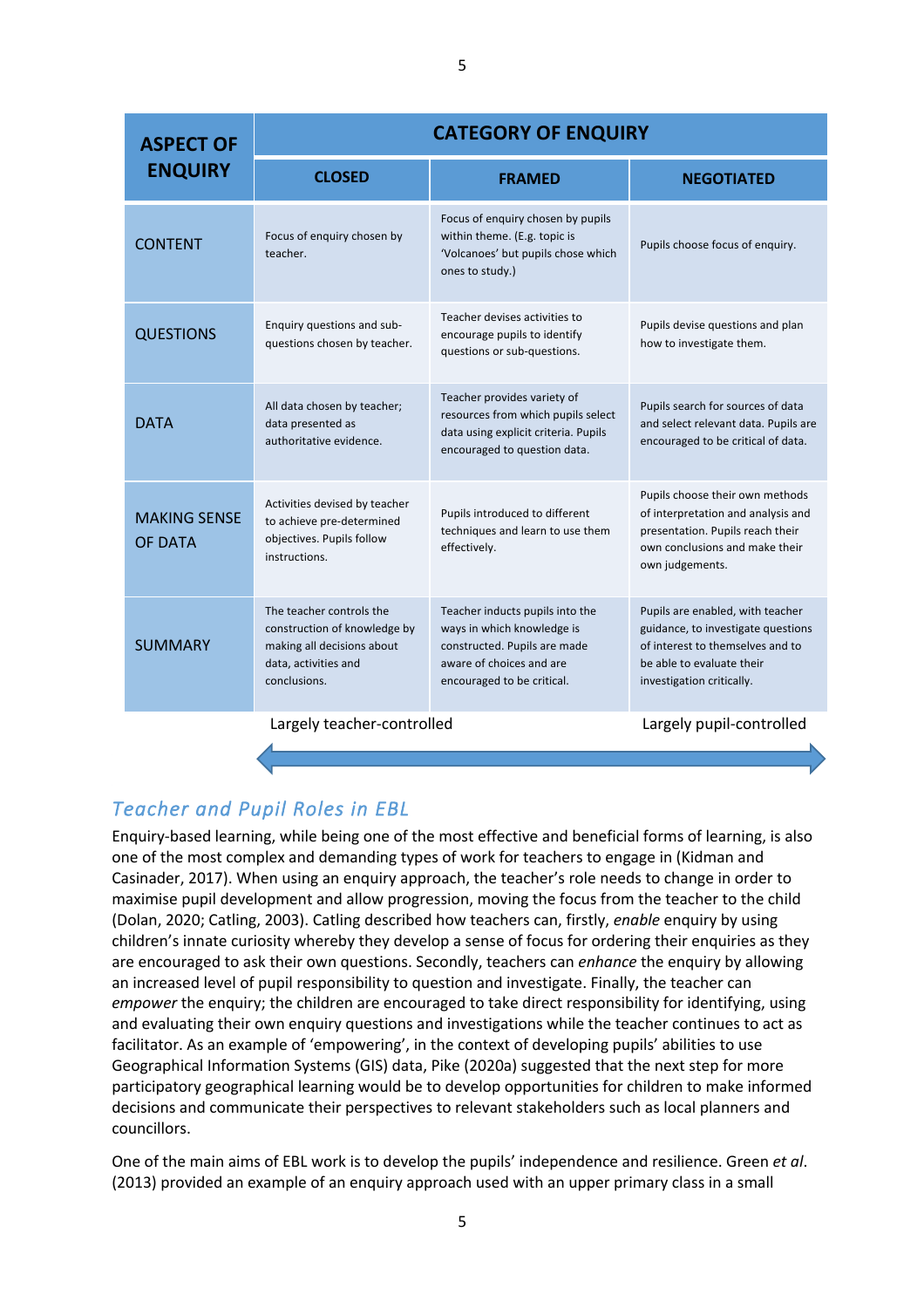| ASPECT OF ENQUIRY | CATEGORY OF ENQUIRY | | |
|---|---|---|---|
| | CLOSED | FRAMED | NEGOTIATED |
| CONTENT | Focus of enquiry chosen by teacher. | Focus of enquiry chosen by pupils within theme. (E.g. topic is 'Volcanoes' but pupils chose which ones to study.) | Pupils choose focus of enquiry. |
| QUESTIONS | Enquiry questions and sub-questions chosen by teacher. | Teacher devises activities to encourage pupils to identify questions or sub-questions. | Pupils devise questions and plan how to investigate them. |
| DATA | All data chosen by teacher; data presented as authoritative evidence. | Teacher provides variety of resources from which pupils select data using explicit criteria. Pupils encouraged to question data. | Pupils search for sources of data and select relevant data. Pupils are encouraged to be critical of data. |
| MAKING SENSE OF DATA | Activities devised by teacher to achieve pre-determined objectives. Pupils follow instructions. | Pupils introduced to different techniques and learn to use them effectively. | Pupils choose their own methods of interpretation and analysis and presentation. Pupils reach their own conclusions and make their own judgements. |
| SUMMARY | The teacher controls the construction of knowledge by making all decisions about data, activities and conclusions. | Teacher inducts pupils into the ways in which knowledge is constructed. Pupils are made aware of choices and are encouraged to be critical. | Pupils are enabled, with teacher guidance, to investigate questions of interest to themselves and to be able to evaluate their investigation critically. |

Largely teacher-controlled ⟷ Largely pupil-controlled

## *Teacher and Pupil Roles in EBL*

Enquiry-based learning, while being one of the most effective and beneficial forms of learning, is also one of the most complex and demanding types of work for teachers to engage in (Kidman and Casinader, 2017). When using an enquiry approach, the teacher's role needs to change in order to maximise pupil development and allow progression, moving the focus from the teacher to the child (Dolan, 2020; Catling, 2003). Catling described how teachers can, firstly, *enable* enquiry by using children's innate curiosity whereby they develop a sense of focus for ordering their enquiries as they are encouraged to ask their own questions. Secondly, teachers can *enhance* the enquiry by allowing an increased level of pupil responsibility to question and investigate. Finally, the teacher can *empower* the enquiry; the children are encouraged to take direct responsibility for identifying, using and evaluating their own enquiry questions and investigations while the teacher continues to act as facilitator. As an example of 'empowering', in the context of developing pupils' abilities to use Geographical Information Systems (GIS) data, Pike (2020a) suggested that the next step for more participatory geographical learning would be to develop opportunities for children to make informed decisions and communicate their perspectives to relevant stakeholders such as local planners and councillors.

One of the main aims of EBL work is to develop the pupils' independence and resilience. Green *et al*. (2013) provided an example of an enquiry approach used with an upper primary class in a small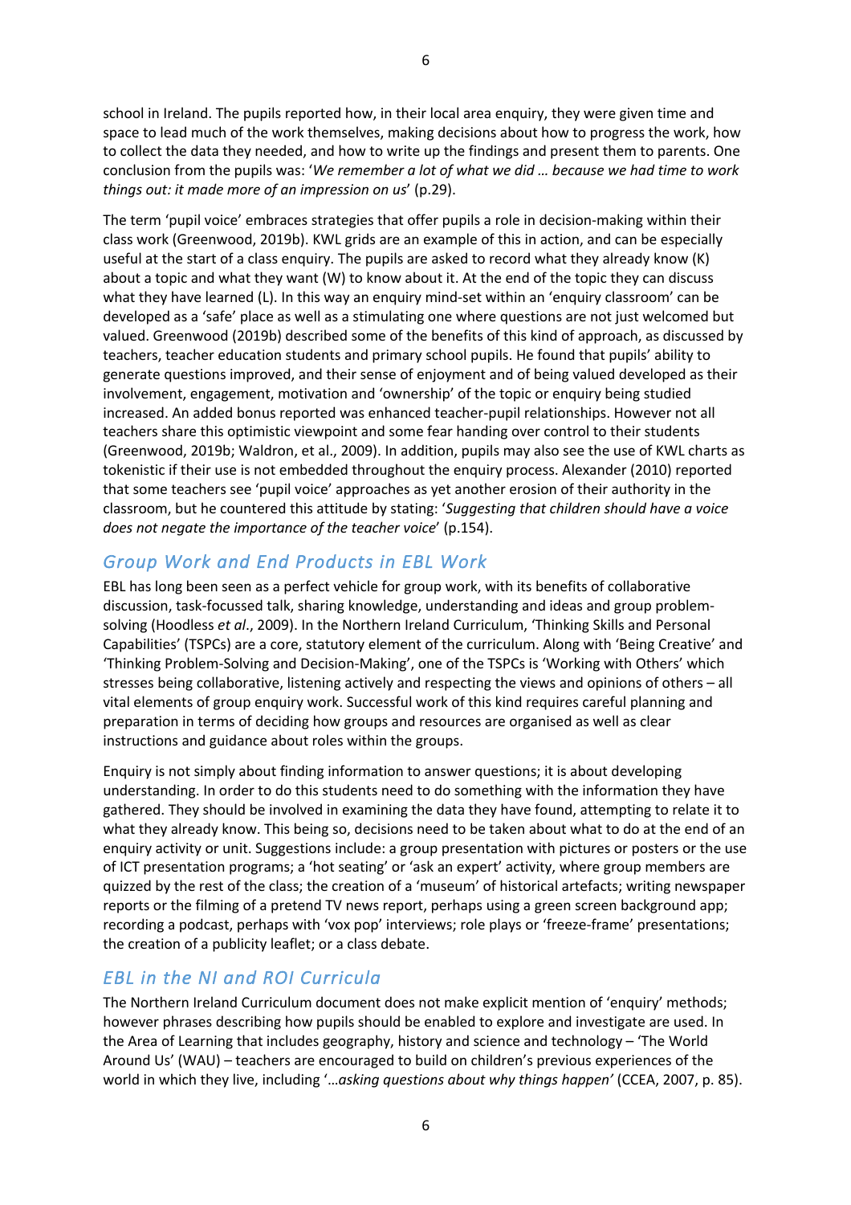school in Ireland. The pupils reported how, in their local area enquiry, they were given time and space to lead much of the work themselves, making decisions about how to progress the work, how to collect the data they needed, and how to write up the findings and present them to parents. One conclusion from the pupils was: '*We remember a lot of what we did … because we had time to work things out: it made more of an impression on us*' (p.29).

The term 'pupil voice' embraces strategies that offer pupils a role in decision-making within their class work (Greenwood, 2019b). KWL grids are an example of this in action, and can be especially useful at the start of a class enquiry. The pupils are asked to record what they already know (K) about a topic and what they want (W) to know about it. At the end of the topic they can discuss what they have learned (L). In this way an enquiry mind-set within an 'enquiry classroom' can be developed as a 'safe' place as well as a stimulating one where questions are not just welcomed but valued. Greenwood (2019b) described some of the benefits of this kind of approach, as discussed by teachers, teacher education students and primary school pupils. He found that pupils' ability to generate questions improved, and their sense of enjoyment and of being valued developed as their involvement, engagement, motivation and 'ownership' of the topic or enquiry being studied increased. An added bonus reported was enhanced teacher-pupil relationships. However not all teachers share this optimistic viewpoint and some fear handing over control to their students (Greenwood, 2019b; Waldron, et al., 2009). In addition, pupils may also see the use of KWL charts as tokenistic if their use is not embedded throughout the enquiry process. Alexander (2010) reported that some teachers see 'pupil voice' approaches as yet another erosion of their authority in the classroom, but he countered this attitude by stating: '*Suggesting that children should have a voice does not negate the importance of the teacher voice*' (p.154).

## Group Work and End Products in EBL Work

EBL has long been seen as a perfect vehicle for group work, with its benefits of collaborative discussion, task-focussed talk, sharing knowledge, understanding and ideas and group problem-solving (Hoodless *et al*., 2009). In the Northern Ireland Curriculum, 'Thinking Skills and Personal Capabilities' (TSPCs) are a core, statutory element of the curriculum. Along with 'Being Creative' and 'Thinking Problem-Solving and Decision-Making', one of the TSPCs is 'Working with Others' which stresses being collaborative, listening actively and respecting the views and opinions of others – all vital elements of group enquiry work. Successful work of this kind requires careful planning and preparation in terms of deciding how groups and resources are organised as well as clear instructions and guidance about roles within the groups.

Enquiry is not simply about finding information to answer questions; it is about developing understanding. In order to do this students need to do something with the information they have gathered. They should be involved in examining the data they have found, attempting to relate it to what they already know. This being so, decisions need to be taken about what to do at the end of an enquiry activity or unit. Suggestions include: a group presentation with pictures or posters or the use of ICT presentation programs; a 'hot seating' or 'ask an expert' activity, where group members are quizzed by the rest of the class; the creation of a 'museum' of historical artefacts; writing newspaper reports or the filming of a pretend TV news report, perhaps using a green screen background app; recording a podcast, perhaps with 'vox pop' interviews; role plays or 'freeze-frame' presentations; the creation of a publicity leaflet; or a class debate.

## EBL in the NI and ROI Curricula

The Northern Ireland Curriculum document does not make explicit mention of 'enquiry' methods; however phrases describing how pupils should be enabled to explore and investigate are used. In the Area of Learning that includes geography, history and science and technology – 'The World Around Us' (WAU) – teachers are encouraged to build on children's previous experiences of the world in which they live, including '*…asking questions about why things happen'* (CCEA, 2007, p. 85).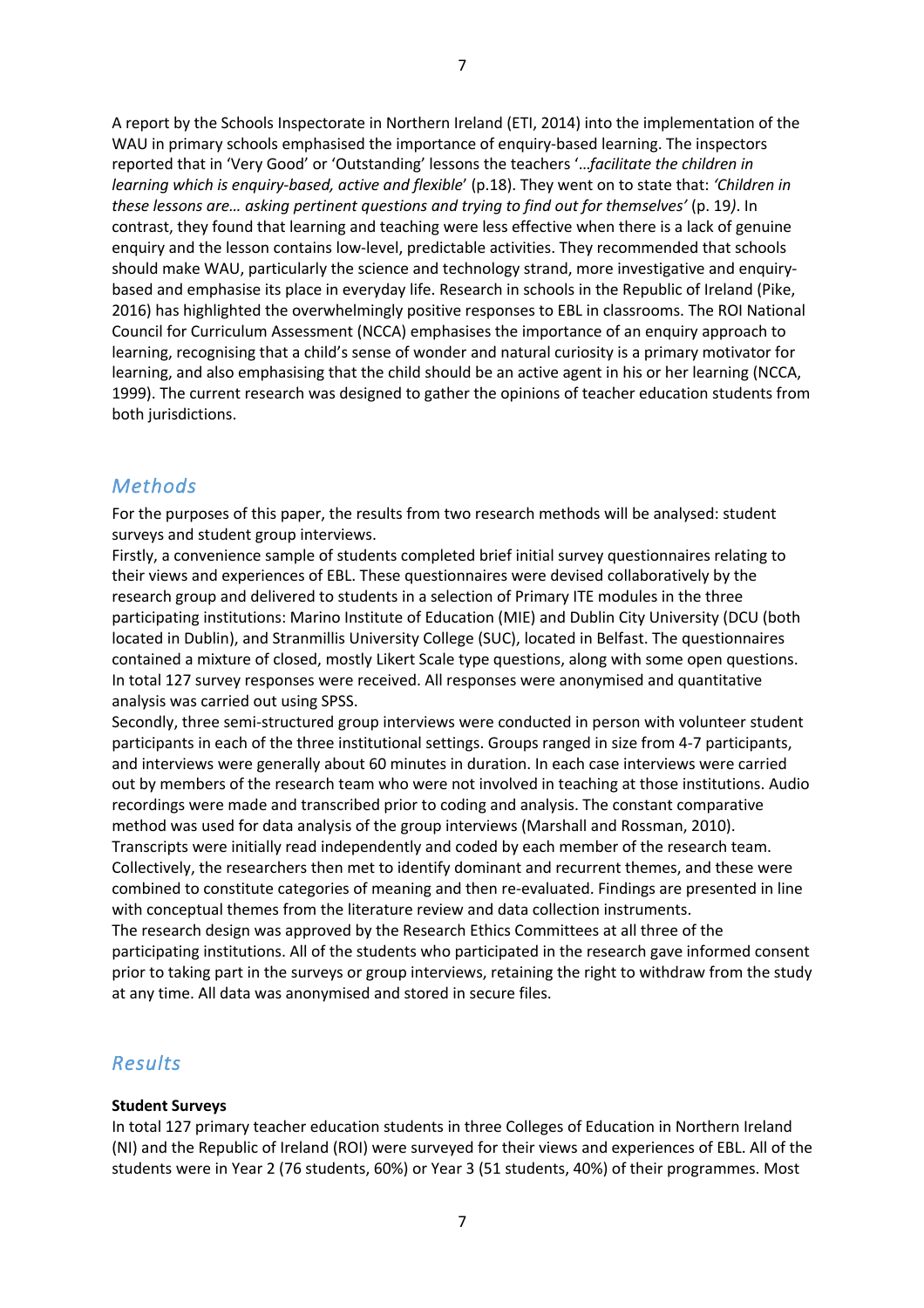A report by the Schools Inspectorate in Northern Ireland (ETI, 2014) into the implementation of the WAU in primary schools emphasised the importance of enquiry-based learning. The inspectors reported that in 'Very Good' or 'Outstanding' lessons the teachers '…*facilitate the children in learning which is enquiry-based, active and flexible*' (p.18). They went on to state that: *'Children in these lessons are… asking pertinent questions and trying to find out for themselves'* (p. 19*)*. In contrast, they found that learning and teaching were less effective when there is a lack of genuine enquiry and the lesson contains low-level, predictable activities. They recommended that schools should make WAU, particularly the science and technology strand, more investigative and enquiry-based and emphasise its place in everyday life. Research in schools in the Republic of Ireland (Pike, 2016) has highlighted the overwhelmingly positive responses to EBL in classrooms. The ROI National Council for Curriculum Assessment (NCCA) emphasises the importance of an enquiry approach to learning, recognising that a child's sense of wonder and natural curiosity is a primary motivator for learning, and also emphasising that the child should be an active agent in his or her learning (NCCA, 1999). The current research was designed to gather the opinions of teacher education students from both jurisdictions.

## Methods

For the purposes of this paper, the results from two research methods will be analysed: student surveys and student group interviews.

Firstly, a convenience sample of students completed brief initial survey questionnaires relating to their views and experiences of EBL. These questionnaires were devised collaboratively by the research group and delivered to students in a selection of Primary ITE modules in the three participating institutions: Marino Institute of Education (MIE) and Dublin City University (DCU (both located in Dublin), and Stranmillis University College (SUC), located in Belfast. The questionnaires contained a mixture of closed, mostly Likert Scale type questions, along with some open questions. In total 127 survey responses were received. All responses were anonymised and quantitative analysis was carried out using SPSS.

Secondly, three semi-structured group interviews were conducted in person with volunteer student participants in each of the three institutional settings. Groups ranged in size from 4-7 participants, and interviews were generally about 60 minutes in duration. In each case interviews were carried out by members of the research team who were not involved in teaching at those institutions. Audio recordings were made and transcribed prior to coding and analysis. The constant comparative method was used for data analysis of the group interviews (Marshall and Rossman, 2010). Transcripts were initially read independently and coded by each member of the research team. Collectively, the researchers then met to identify dominant and recurrent themes, and these were combined to constitute categories of meaning and then re-evaluated. Findings are presented in line with conceptual themes from the literature review and data collection instruments.

The research design was approved by the Research Ethics Committees at all three of the participating institutions. All of the students who participated in the research gave informed consent prior to taking part in the surveys or group interviews, retaining the right to withdraw from the study at any time. All data was anonymised and stored in secure files.

## Results

**Student Surveys**

In total 127 primary teacher education students in three Colleges of Education in Northern Ireland (NI) and the Republic of Ireland (ROI) were surveyed for their views and experiences of EBL. All of the students were in Year 2 (76 students, 60%) or Year 3 (51 students, 40%) of their programmes. Most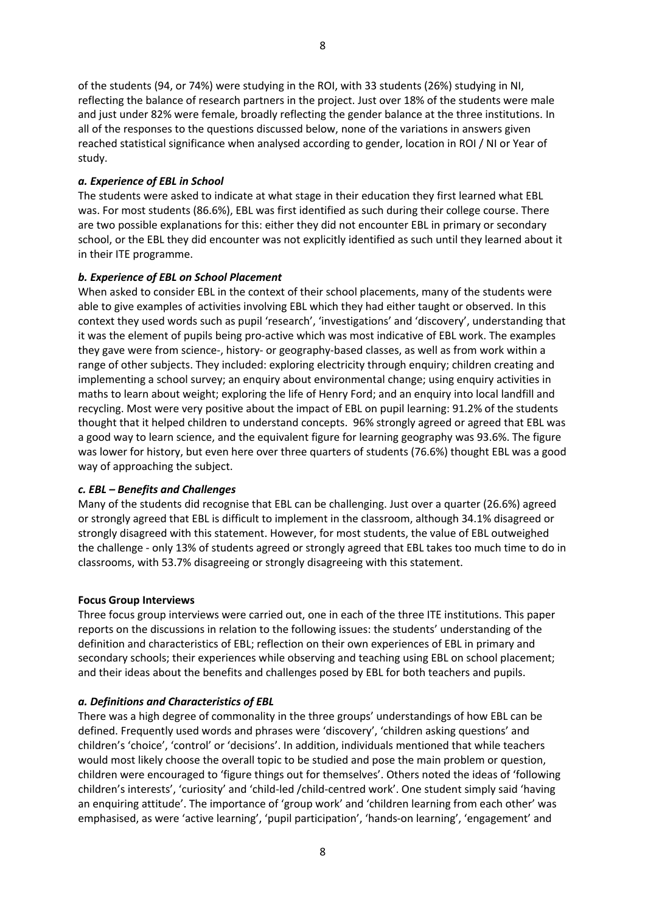of the students (94, or 74%) were studying in the ROI, with 33 students (26%) studying in NI, reflecting the balance of research partners in the project. Just over 18% of the students were male and just under 82% were female, broadly reflecting the gender balance at the three institutions. In all of the responses to the questions discussed below, none of the variations in answers given reached statistical significance when analysed according to gender, location in ROI / NI or Year of study.

***a. Experience of EBL in School***

The students were asked to indicate at what stage in their education they first learned what EBL was. For most students (86.6%), EBL was first identified as such during their college course. There are two possible explanations for this: either they did not encounter EBL in primary or secondary school, or the EBL they did encounter was not explicitly identified as such until they learned about it in their ITE programme.

***b. Experience of EBL on School Placement***

When asked to consider EBL in the context of their school placements, many of the students were able to give examples of activities involving EBL which they had either taught or observed. In this context they used words such as pupil 'research', 'investigations' and 'discovery', understanding that it was the element of pupils being pro-active which was most indicative of EBL work. The examples they gave were from science-, history- or geography-based classes, as well as from work within a range of other subjects. They included: exploring electricity through enquiry; children creating and implementing a school survey; an enquiry about environmental change; using enquiry activities in maths to learn about weight; exploring the life of Henry Ford; and an enquiry into local landfill and recycling. Most were very positive about the impact of EBL on pupil learning: 91.2% of the students thought that it helped children to understand concepts. 96% strongly agreed or agreed that EBL was a good way to learn science, and the equivalent figure for learning geography was 93.6%. The figure was lower for history, but even here over three quarters of students (76.6%) thought EBL was a good way of approaching the subject.

***c. EBL – Benefits and Challenges***

Many of the students did recognise that EBL can be challenging. Just over a quarter (26.6%) agreed or strongly agreed that EBL is difficult to implement in the classroom, although 34.1% disagreed or strongly disagreed with this statement. However, for most students, the value of EBL outweighed the challenge - only 13% of students agreed or strongly agreed that EBL takes too much time to do in classrooms, with 53.7% disagreeing or strongly disagreeing with this statement.

**Focus Group Interviews**

Three focus group interviews were carried out, one in each of the three ITE institutions. This paper reports on the discussions in relation to the following issues: the students' understanding of the definition and characteristics of EBL; reflection on their own experiences of EBL in primary and secondary schools; their experiences while observing and teaching using EBL on school placement; and their ideas about the benefits and challenges posed by EBL for both teachers and pupils.

***a. Definitions and Characteristics of EBL***

There was a high degree of commonality in the three groups' understandings of how EBL can be defined. Frequently used words and phrases were 'discovery', 'children asking questions' and children's 'choice', 'control' or 'decisions'. In addition, individuals mentioned that while teachers would most likely choose the overall topic to be studied and pose the main problem or question, children were encouraged to 'figure things out for themselves'. Others noted the ideas of 'following children's interests', 'curiosity' and 'child-led /child-centred work'. One student simply said 'having an enquiring attitude'. The importance of 'group work' and 'children learning from each other' was emphasised, as were 'active learning', 'pupil participation', 'hands-on learning', 'engagement' and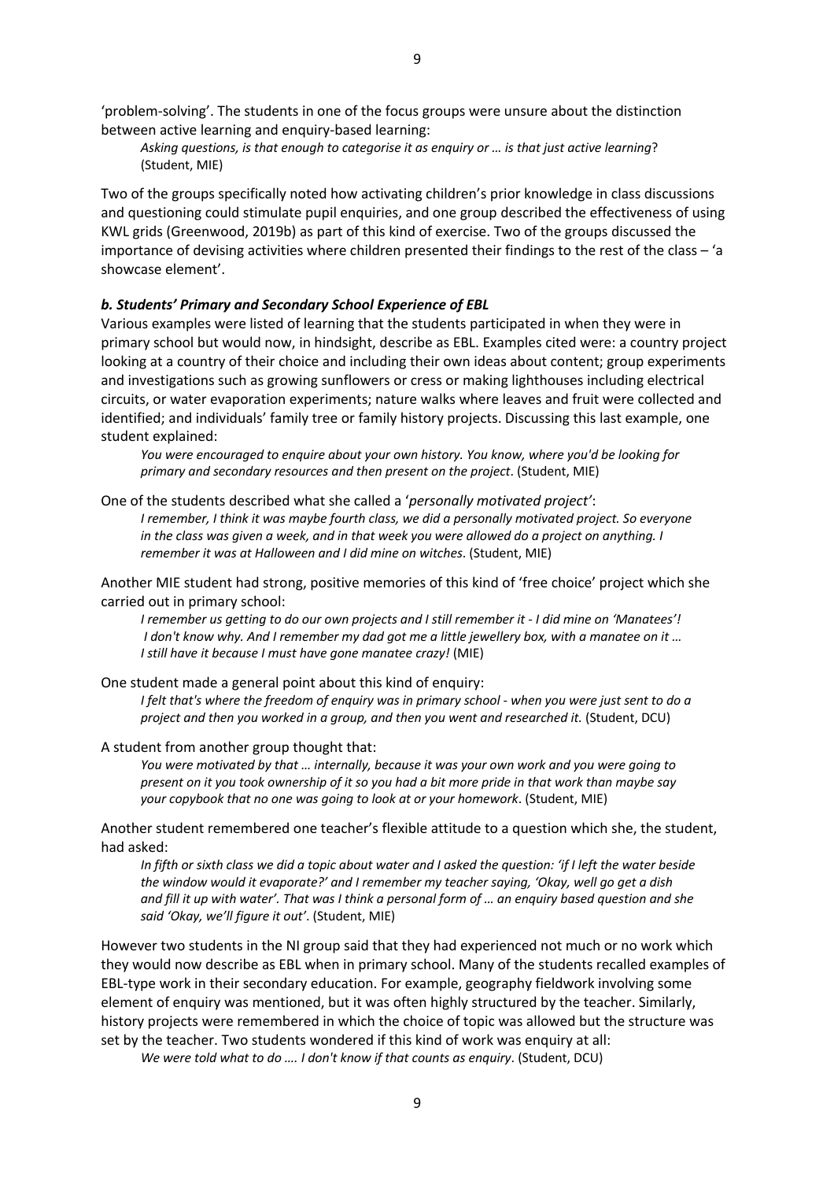'problem-solving'. The students in one of the focus groups were unsure about the distinction between active learning and enquiry-based learning:

> *Asking questions, is that enough to categorise it as enquiry or … is that just active learning*? (Student, MIE)

Two of the groups specifically noted how activating children's prior knowledge in class discussions and questioning could stimulate pupil enquiries, and one group described the effectiveness of using KWL grids (Greenwood, 2019b) as part of this kind of exercise. Two of the groups discussed the importance of devising activities where children presented their findings to the rest of the class – 'a showcase element'.

### *b. Students' Primary and Secondary School Experience of EBL*

Various examples were listed of learning that the students participated in when they were in primary school but would now, in hindsight, describe as EBL. Examples cited were: a country project looking at a country of their choice and including their own ideas about content; group experiments and investigations such as growing sunflowers or cress or making lighthouses including electrical circuits, or water evaporation experiments; nature walks where leaves and fruit were collected and identified; and individuals' family tree or family history projects. Discussing this last example, one student explained:

> *You were encouraged to enquire about your own history. You know, where you'd be looking for primary and secondary resources and then present on the project*. (Student, MIE)

One of the students described what she called a '*personally motivated project'*:

> *I remember, I think it was maybe fourth class, we did a personally motivated project. So everyone in the class was given a week, and in that week you were allowed do a project on anything. I remember it was at Halloween and I did mine on witches*. (Student, MIE)

Another MIE student had strong, positive memories of this kind of 'free choice' project which she carried out in primary school:

> *I remember us getting to do our own projects and I still remember it - I did mine on 'Manatees'! I don't know why. And I remember my dad got me a little jewellery box, with a manatee on it … I still have it because I must have gone manatee crazy!* (MIE)

One student made a general point about this kind of enquiry:

> *I felt that's where the freedom of enquiry was in primary school - when you were just sent to do a project and then you worked in a group, and then you went and researched it.* (Student, DCU)

A student from another group thought that:

> *You were motivated by that … internally, because it was your own work and you were going to present on it you took ownership of it so you had a bit more pride in that work than maybe say your copybook that no one was going to look at or your homework*. (Student, MIE)

Another student remembered one teacher's flexible attitude to a question which she, the student, had asked:

> *In fifth or sixth class we did a topic about water and I asked the question: 'if I left the water beside the window would it evaporate?' and I remember my teacher saying, 'Okay, well go get a dish and fill it up with water'. That was I think a personal form of … an enquiry based question and she said 'Okay, we'll figure it out'*. (Student, MIE)

However two students in the NI group said that they had experienced not much or no work which they would now describe as EBL when in primary school. Many of the students recalled examples of EBL-type work in their secondary education. For example, geography fieldwork involving some element of enquiry was mentioned, but it was often highly structured by the teacher. Similarly, history projects were remembered in which the choice of topic was allowed but the structure was set by the teacher. Two students wondered if this kind of work was enquiry at all:

> *We were told what to do …. I don't know if that counts as enquiry*. (Student, DCU)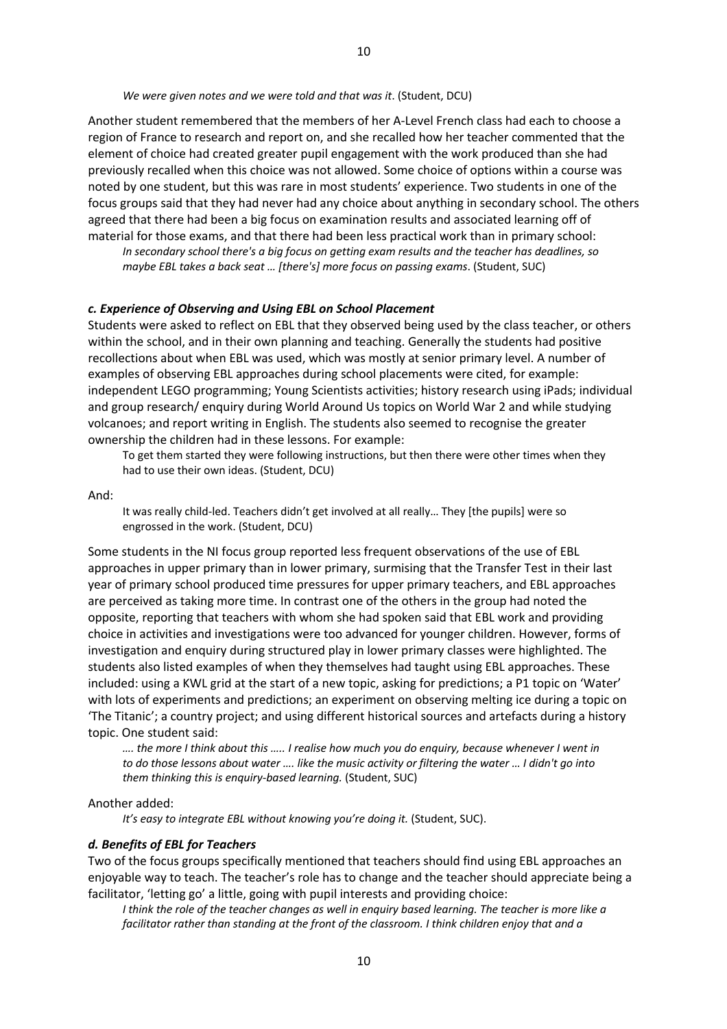*We were given notes and we were told and that was it*. (Student, DCU)

Another student remembered that the members of her A-Level French class had each to choose a region of France to research and report on, and she recalled how her teacher commented that the element of choice had created greater pupil engagement with the work produced than she had previously recalled when this choice was not allowed. Some choice of options within a course was noted by one student, but this was rare in most students' experience. Two students in one of the focus groups said that they had never had any choice about anything in secondary school. The others agreed that there had been a big focus on examination results and associated learning off of material for those exams, and that there had been less practical work than in primary school:

> *In secondary school there's a big focus on getting exam results and the teacher has deadlines, so maybe EBL takes a back seat … [there's] more focus on passing exams*. (Student, SUC)

### *c. Experience of Observing and Using EBL on School Placement*

Students were asked to reflect on EBL that they observed being used by the class teacher, or others within the school, and in their own planning and teaching. Generally the students had positive recollections about when EBL was used, which was mostly at senior primary level. A number of examples of observing EBL approaches during school placements were cited, for example: independent LEGO programming; Young Scientists activities; history research using iPads; individual and group research/ enquiry during World Around Us topics on World War 2 and while studying volcanoes; and report writing in English. The students also seemed to recognise the greater ownership the children had in these lessons. For example:

> To get them started they were following instructions, but then there were other times when they had to use their own ideas. (Student, DCU)

And:

> It was really child-led. Teachers didn't get involved at all really… They [the pupils] were so engrossed in the work. (Student, DCU)

Some students in the NI focus group reported less frequent observations of the use of EBL approaches in upper primary than in lower primary, surmising that the Transfer Test in their last year of primary school produced time pressures for upper primary teachers, and EBL approaches are perceived as taking more time. In contrast one of the others in the group had noted the opposite, reporting that teachers with whom she had spoken said that EBL work and providing choice in activities and investigations were too advanced for younger children. However, forms of investigation and enquiry during structured play in lower primary classes were highlighted. The students also listed examples of when they themselves had taught using EBL approaches. These included: using a KWL grid at the start of a new topic, asking for predictions; a P1 topic on 'Water' with lots of experiments and predictions; an experiment on observing melting ice during a topic on 'The Titanic'; a country project; and using different historical sources and artefacts during a history topic. One student said:

> *…. the more I think about this ….. I realise how much you do enquiry, because whenever I went in to do those lessons about water …. like the music activity or filtering the water … I didn't go into them thinking this is enquiry-based learning.* (Student, SUC)

Another added:

> *It's easy to integrate EBL without knowing you're doing it.* (Student, SUC).

### *d. Benefits of EBL for Teachers*

Two of the focus groups specifically mentioned that teachers should find using EBL approaches an enjoyable way to teach. The teacher's role has to change and the teacher should appreciate being a facilitator, 'letting go' a little, going with pupil interests and providing choice:

> *I think the role of the teacher changes as well in enquiry based learning. The teacher is more like a facilitator rather than standing at the front of the classroom. I think children enjoy that and a*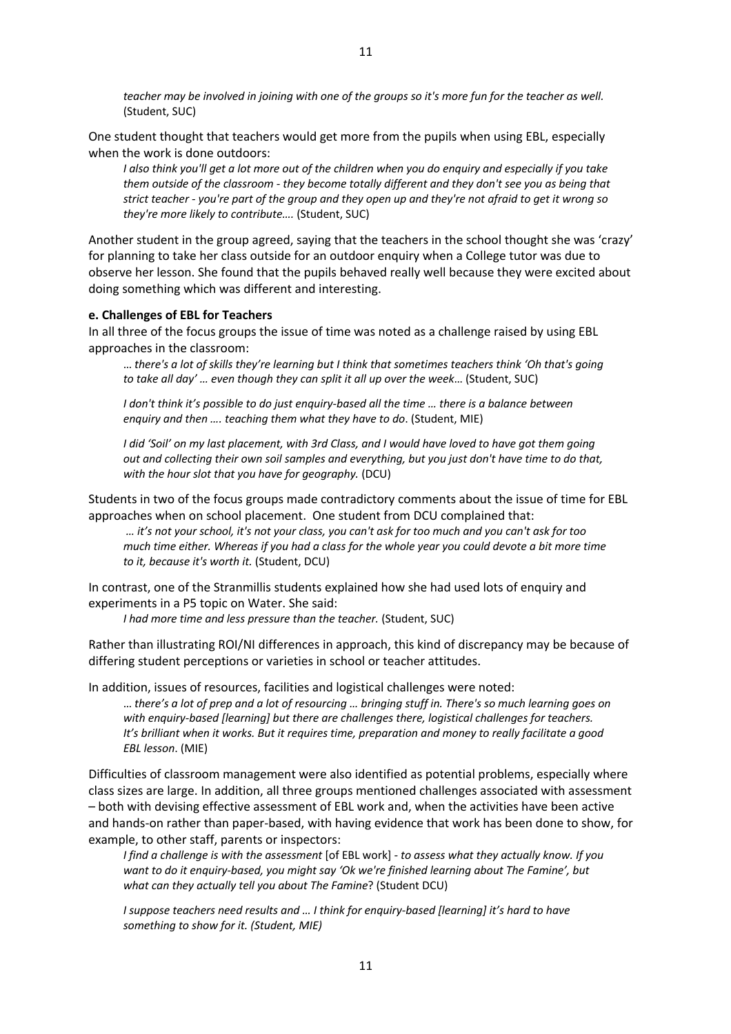*teacher may be involved in joining with one of the groups so it's more fun for the teacher as well.* (Student, SUC)

One student thought that teachers would get more from the pupils when using EBL, especially when the work is done outdoors:

> *I also think you'll get a lot more out of the children when you do enquiry and especially if you take them outside of the classroom - they become totally different and they don't see you as being that strict teacher - you're part of the group and they open up and they're not afraid to get it wrong so they're more likely to contribute….* (Student, SUC)

Another student in the group agreed, saying that the teachers in the school thought she was 'crazy' for planning to take her class outside for an outdoor enquiry when a College tutor was due to observe her lesson. She found that the pupils behaved really well because they were excited about doing something which was different and interesting.

**e. Challenges of EBL for Teachers**

In all three of the focus groups the issue of time was noted as a challenge raised by using EBL approaches in the classroom:

> *… there's a lot of skills they're learning but I think that sometimes teachers think 'Oh that's going to take all day' … even though they can split it all up over the week…* (Student, SUC)

> *I don't think it's possible to do just enquiry-based all the time … there is a balance between enquiry and then …. teaching them what they have to do*. (Student, MIE)

> *I did 'Soil' on my last placement, with 3rd Class, and I would have loved to have got them going out and collecting their own soil samples and everything, but you just don't have time to do that, with the hour slot that you have for geography.* (DCU)

Students in two of the focus groups made contradictory comments about the issue of time for EBL approaches when on school placement. One student from DCU complained that:

> *… it's not your school, it's not your class, you can't ask for too much and you can't ask for too much time either. Whereas if you had a class for the whole year you could devote a bit more time to it, because it's worth it.* (Student, DCU)

In contrast, one of the Stranmillis students explained how she had used lots of enquiry and experiments in a P5 topic on Water. She said:

> *I had more time and less pressure than the teacher.* (Student, SUC)

Rather than illustrating ROI/NI differences in approach, this kind of discrepancy may be because of differing student perceptions or varieties in school or teacher attitudes.

In addition, issues of resources, facilities and logistical challenges were noted:

> *… there's a lot of prep and a lot of resourcing … bringing stuff in. There's so much learning goes on with enquiry-based [learning] but there are challenges there, logistical challenges for teachers. It's brilliant when it works. But it requires time, preparation and money to really facilitate a good EBL lesson*. (MIE)

Difficulties of classroom management were also identified as potential problems, especially where class sizes are large. In addition, all three groups mentioned challenges associated with assessment – both with devising effective assessment of EBL work and, when the activities have been active and hands-on rather than paper-based, with having evidence that work has been done to show, for example, to other staff, parents or inspectors:

> *I find a challenge is with the assessment* [of EBL work] *- to assess what they actually know. If you want to do it enquiry-based, you might say 'Ok we're finished learning about The Famine', but what can they actually tell you about The Famine*? (Student DCU)

> *I suppose teachers need results and … I think for enquiry-based [learning] it's hard to have something to show for it. (Student, MIE)*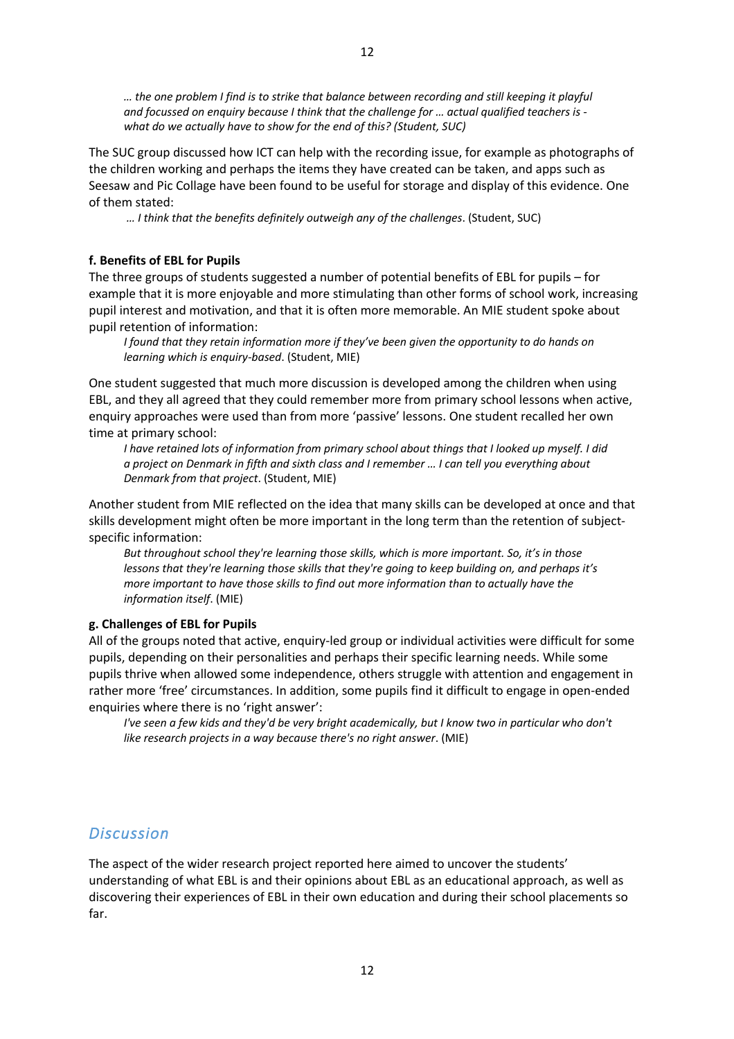*… the one problem I find is to strike that balance between recording and still keeping it playful and focussed on enquiry because I think that the challenge for … actual qualified teachers is - what do we actually have to show for the end of this? (Student, SUC)*

The SUC group discussed how ICT can help with the recording issue, for example as photographs of the children working and perhaps the items they have created can be taken, and apps such as Seesaw and Pic Collage have been found to be useful for storage and display of this evidence. One of them stated:

*… I think that the benefits definitely outweigh any of the challenges*. (Student, SUC)

**f. Benefits of EBL for Pupils**

The three groups of students suggested a number of potential benefits of EBL for pupils – for example that it is more enjoyable and more stimulating than other forms of school work, increasing pupil interest and motivation, and that it is often more memorable. An MIE student spoke about pupil retention of information:

*I found that they retain information more if they've been given the opportunity to do hands on learning which is enquiry-based*. (Student, MIE)

One student suggested that much more discussion is developed among the children when using EBL, and they all agreed that they could remember more from primary school lessons when active, enquiry approaches were used than from more 'passive' lessons. One student recalled her own time at primary school:

*I have retained lots of information from primary school about things that I looked up myself. I did a project on Denmark in fifth and sixth class and I remember … I can tell you everything about Denmark from that project*. (Student, MIE)

Another student from MIE reflected on the idea that many skills can be developed at once and that skills development might often be more important in the long term than the retention of subject-specific information:

*But throughout school they're learning those skills, which is more important. So, it's in those lessons that they're learning those skills that they're going to keep building on, and perhaps it's more important to have those skills to find out more information than to actually have the information itself*. (MIE)

**g. Challenges of EBL for Pupils**

All of the groups noted that active, enquiry-led group or individual activities were difficult for some pupils, depending on their personalities and perhaps their specific learning needs. While some pupils thrive when allowed some independence, others struggle with attention and engagement in rather more 'free' circumstances. In addition, some pupils find it difficult to engage in open-ended enquiries where there is no 'right answer':

*I've seen a few kids and they'd be very bright academically, but I know two in particular who don't like research projects in a way because there's no right answer*. (MIE)

## *Discussion*

The aspect of the wider research project reported here aimed to uncover the students' understanding of what EBL is and their opinions about EBL as an educational approach, as well as discovering their experiences of EBL in their own education and during their school placements so far.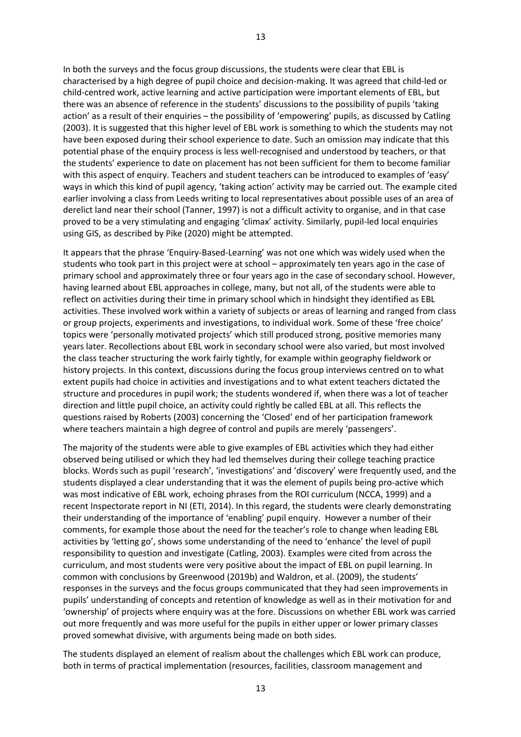In both the surveys and the focus group discussions, the students were clear that EBL is characterised by a high degree of pupil choice and decision-making. It was agreed that child-led or child-centred work, active learning and active participation were important elements of EBL, but there was an absence of reference in the students' discussions to the possibility of pupils 'taking action' as a result of their enquiries – the possibility of 'empowering' pupils, as discussed by Catling (2003). It is suggested that this higher level of EBL work is something to which the students may not have been exposed during their school experience to date. Such an omission may indicate that this potential phase of the enquiry process is less well-recognised and understood by teachers, or that the students' experience to date on placement has not been sufficient for them to become familiar with this aspect of enquiry. Teachers and student teachers can be introduced to examples of 'easy' ways in which this kind of pupil agency, 'taking action' activity may be carried out. The example cited earlier involving a class from Leeds writing to local representatives about possible uses of an area of derelict land near their school (Tanner, 1997) is not a difficult activity to organise, and in that case proved to be a very stimulating and engaging 'climax' activity. Similarly, pupil-led local enquiries using GIS, as described by Pike (2020) might be attempted.

It appears that the phrase 'Enquiry-Based-Learning' was not one which was widely used when the students who took part in this project were at school – approximately ten years ago in the case of primary school and approximately three or four years ago in the case of secondary school. However, having learned about EBL approaches in college, many, but not all, of the students were able to reflect on activities during their time in primary school which in hindsight they identified as EBL activities. These involved work within a variety of subjects or areas of learning and ranged from class or group projects, experiments and investigations, to individual work. Some of these 'free choice' topics were 'personally motivated projects' which still produced strong, positive memories many years later. Recollections about EBL work in secondary school were also varied, but most involved the class teacher structuring the work fairly tightly, for example within geography fieldwork or history projects. In this context, discussions during the focus group interviews centred on to what extent pupils had choice in activities and investigations and to what extent teachers dictated the structure and procedures in pupil work; the students wondered if, when there was a lot of teacher direction and little pupil choice, an activity could rightly be called EBL at all. This reflects the questions raised by Roberts (2003) concerning the 'Closed' end of her participation framework where teachers maintain a high degree of control and pupils are merely 'passengers'.

The majority of the students were able to give examples of EBL activities which they had either observed being utilised or which they had led themselves during their college teaching practice blocks. Words such as pupil 'research', 'investigations' and 'discovery' were frequently used, and the students displayed a clear understanding that it was the element of pupils being pro-active which was most indicative of EBL work, echoing phrases from the ROI curriculum (NCCA, 1999) and a recent Inspectorate report in NI (ETI, 2014). In this regard, the students were clearly demonstrating their understanding of the importance of 'enabling' pupil enquiry. However a number of their comments, for example those about the need for the teacher's role to change when leading EBL activities by 'letting go', shows some understanding of the need to 'enhance' the level of pupil responsibility to question and investigate (Catling, 2003). Examples were cited from across the curriculum, and most students were very positive about the impact of EBL on pupil learning. In common with conclusions by Greenwood (2019b) and Waldron, et al. (2009), the students' responses in the surveys and the focus groups communicated that they had seen improvements in pupils' understanding of concepts and retention of knowledge as well as in their motivation for and 'ownership' of projects where enquiry was at the fore. Discussions on whether EBL work was carried out more frequently and was more useful for the pupils in either upper or lower primary classes proved somewhat divisive, with arguments being made on both sides.

The students displayed an element of realism about the challenges which EBL work can produce, both in terms of practical implementation (resources, facilities, classroom management and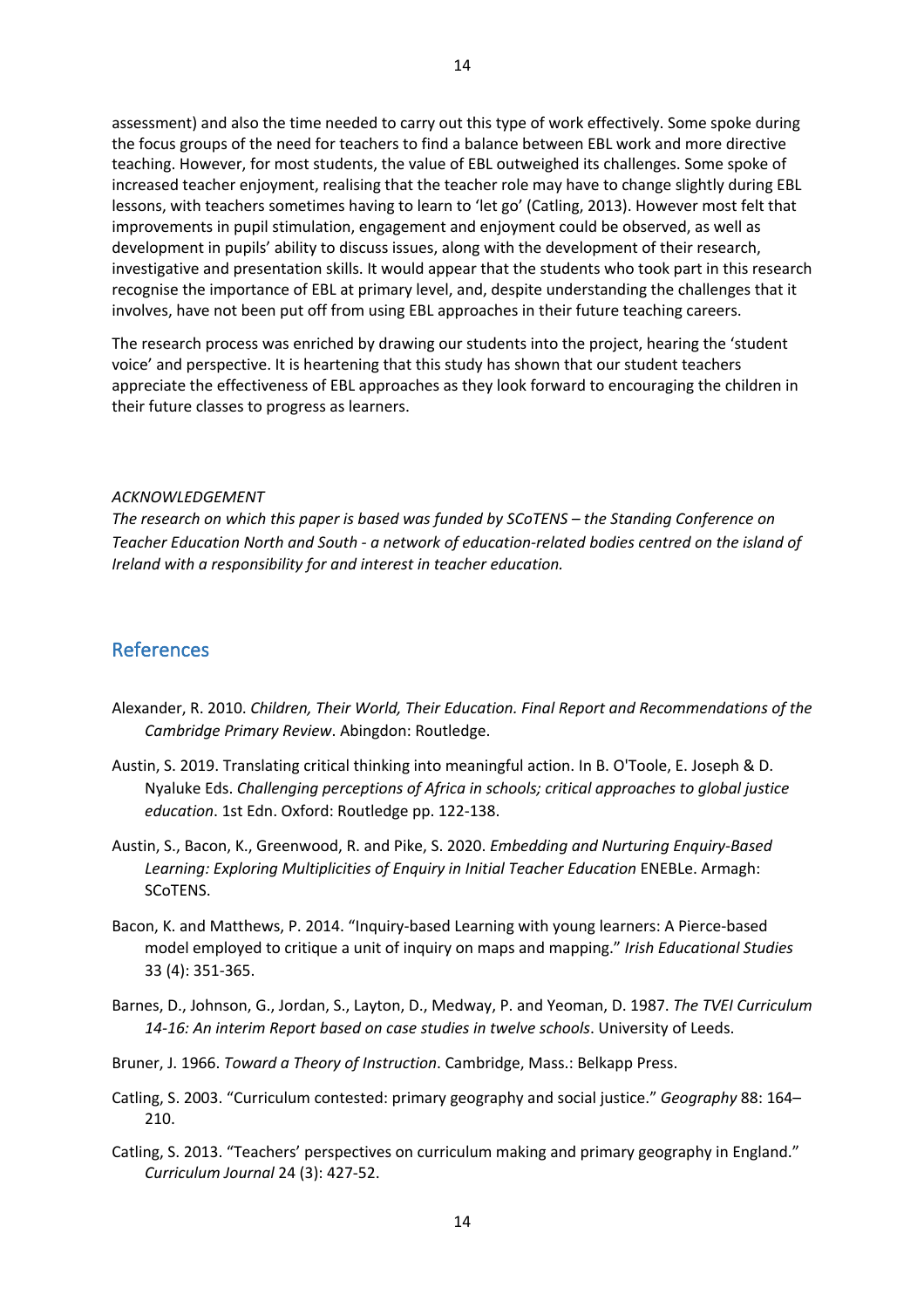assessment) and also the time needed to carry out this type of work effectively. Some spoke during the focus groups of the need for teachers to find a balance between EBL work and more directive teaching. However, for most students, the value of EBL outweighed its challenges. Some spoke of increased teacher enjoyment, realising that the teacher role may have to change slightly during EBL lessons, with teachers sometimes having to learn to 'let go' (Catling, 2013). However most felt that improvements in pupil stimulation, engagement and enjoyment could be observed, as well as development in pupils' ability to discuss issues, along with the development of their research, investigative and presentation skills. It would appear that the students who took part in this research recognise the importance of EBL at primary level, and, despite understanding the challenges that it involves, have not been put off from using EBL approaches in their future teaching careers.

The research process was enriched by drawing our students into the project, hearing the 'student voice' and perspective. It is heartening that this study has shown that our student teachers appreciate the effectiveness of EBL approaches as they look forward to encouraging the children in their future classes to progress as learners.

*ACKNOWLEDGEMENT*

*The research on which this paper is based was funded by SCoTENS – the Standing Conference on Teacher Education North and South - a network of education-related bodies centred on the island of Ireland with a responsibility for and interest in teacher education.*

## References

Alexander, R. 2010. *Children, Their World, Their Education. Final Report and Recommendations of the Cambridge Primary Review*. Abingdon: Routledge.

Austin, S. 2019. Translating critical thinking into meaningful action. In B. O'Toole, E. Joseph & D. Nyaluke Eds. *Challenging perceptions of Africa in schools; critical approaches to global justice education*. 1st Edn. Oxford: Routledge pp. 122-138.

Austin, S., Bacon, K., Greenwood, R. and Pike, S. 2020. *Embedding and Nurturing Enquiry-Based Learning: Exploring Multiplicities of Enquiry in Initial Teacher Education* ENEBLe. Armagh: SCoTENS.

Bacon, K. and Matthews, P. 2014. "Inquiry-based Learning with young learners: A Pierce-based model employed to critique a unit of inquiry on maps and mapping." *Irish Educational Studies* 33 (4): 351-365.

Barnes, D., Johnson, G., Jordan, S., Layton, D., Medway, P. and Yeoman, D. 1987. *The TVEI Curriculum 14-16: An interim Report based on case studies in twelve schools*. University of Leeds.

Bruner, J. 1966. *Toward a Theory of Instruction*. Cambridge, Mass.: Belkapp Press.

Catling, S. 2003. "Curriculum contested: primary geography and social justice." *Geography* 88: 164–210.

Catling, S. 2013. "Teachers' perspectives on curriculum making and primary geography in England." *Curriculum Journal* 24 (3): 427-52.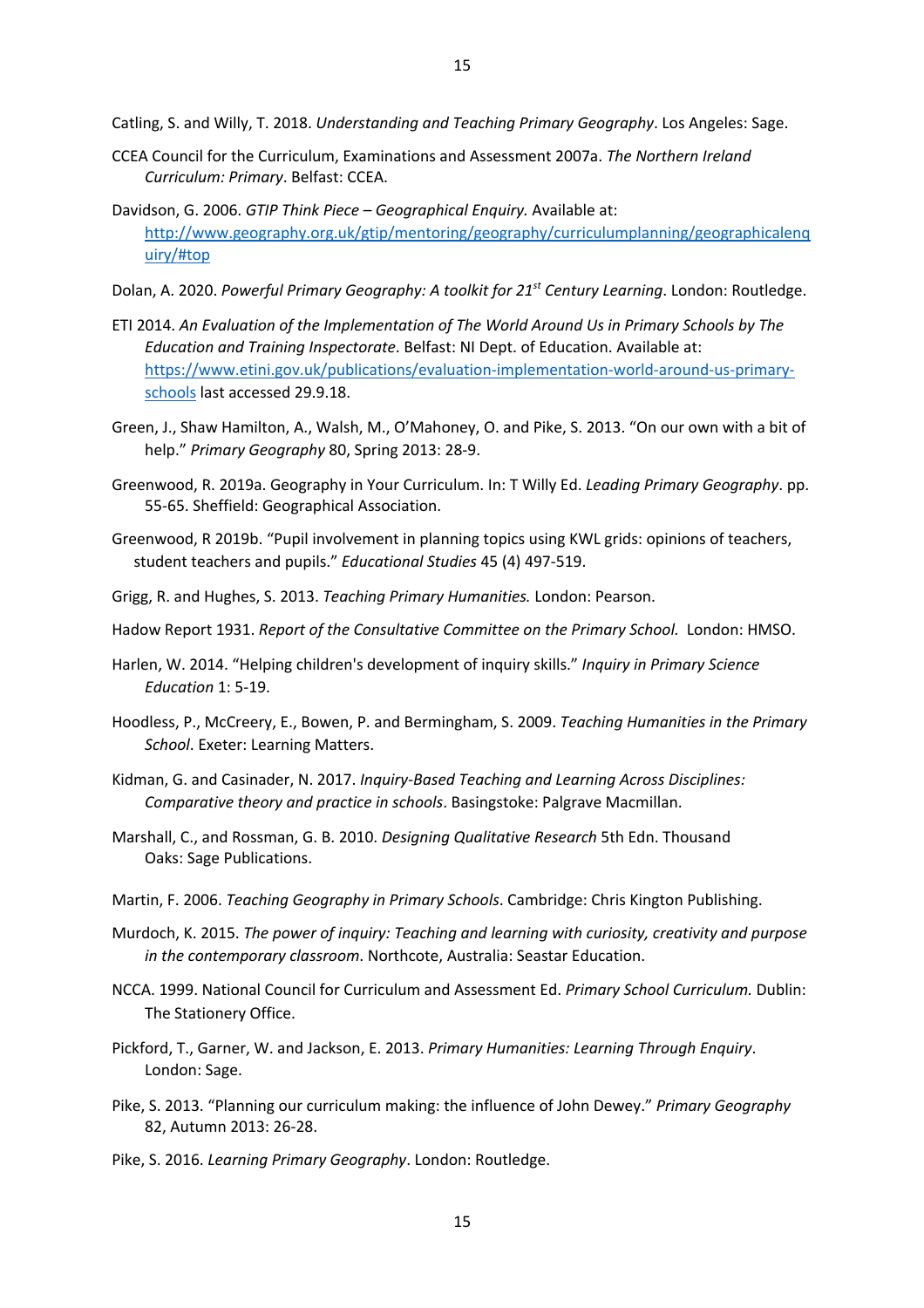Catling, S. and Willy, T. 2018. *Understanding and Teaching Primary Geography*. Los Angeles: Sage.

CCEA Council for the Curriculum, Examinations and Assessment 2007a. *The Northern Ireland Curriculum: Primary*. Belfast: CCEA.

Davidson, G. 2006. *GTIP Think Piece – Geographical Enquiry.* Available at: http://www.geography.org.uk/gtip/mentoring/geography/curriculumplanning/geographicalenquiry/#top

Dolan, A. 2020. *Powerful Primary Geography: A toolkit for 21st Century Learning*. London: Routledge.

ETI 2014. *An Evaluation of the Implementation of The World Around Us in Primary Schools by The Education and Training Inspectorate*. Belfast: NI Dept. of Education. Available at: https://www.etini.gov.uk/publications/evaluation-implementation-world-around-us-primary-schools last accessed 29.9.18.

Green, J., Shaw Hamilton, A., Walsh, M., O'Mahoney, O. and Pike, S. 2013. "On our own with a bit of help." *Primary Geography* 80, Spring 2013: 28-9.

Greenwood, R. 2019a. Geography in Your Curriculum. In: T Willy Ed. *Leading Primary Geography*. pp. 55-65. Sheffield: Geographical Association.

Greenwood, R 2019b. "Pupil involvement in planning topics using KWL grids: opinions of teachers, student teachers and pupils." *Educational Studies* 45 (4) 497-519.

Grigg, R. and Hughes, S. 2013. *Teaching Primary Humanities.* London: Pearson.

Hadow Report 1931. *Report of the Consultative Committee on the Primary School.* London: HMSO.

Harlen, W. 2014. "Helping children's development of inquiry skills." *Inquiry in Primary Science Education* 1: 5-19.

Hoodless, P., McCreery, E., Bowen, P. and Bermingham, S. 2009. *Teaching Humanities in the Primary School*. Exeter: Learning Matters.

Kidman, G. and Casinader, N. 2017. *Inquiry-Based Teaching and Learning Across Disciplines: Comparative theory and practice in schools*. Basingstoke: Palgrave Macmillan.

Marshall, C., and Rossman, G. B. 2010. *Designing Qualitative Research* 5th Edn. Thousand Oaks: Sage Publications.

Martin, F. 2006. *Teaching Geography in Primary Schools*. Cambridge: Chris Kington Publishing.

Murdoch, K. 2015. *The power of inquiry: Teaching and learning with curiosity, creativity and purpose in the contemporary classroom*. Northcote, Australia: Seastar Education.

NCCA. 1999. National Council for Curriculum and Assessment Ed. *Primary School Curriculum.* Dublin: The Stationery Office.

Pickford, T., Garner, W. and Jackson, E. 2013. *Primary Humanities: Learning Through Enquiry*. London: Sage.

Pike, S. 2013. "Planning our curriculum making: the influence of John Dewey." *Primary Geography* 82, Autumn 2013: 26-28.

Pike, S. 2016. *Learning Primary Geography*. London: Routledge.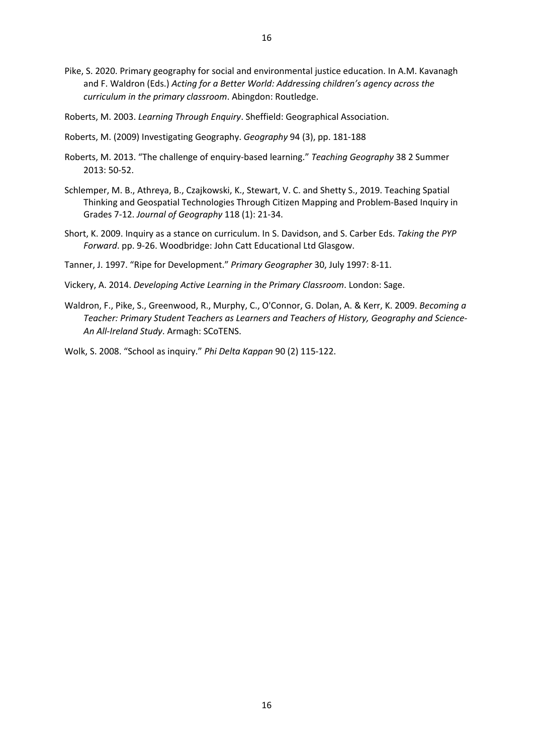Pike, S. 2020. Primary geography for social and environmental justice education. In A.M. Kavanagh and F. Waldron (Eds.) *Acting for a Better World: Addressing children's agency across the curriculum in the primary classroom*. Abingdon: Routledge.

Roberts, M. 2003. *Learning Through Enquiry*. Sheffield: Geographical Association.

Roberts, M. (2009) Investigating Geography. *Geography* 94 (3), pp. 181-188

Roberts, M. 2013. "The challenge of enquiry-based learning." *Teaching Geography* 38 2 Summer 2013: 50-52.

Schlemper, M. B., Athreya, B., Czajkowski, K., Stewart, V. C. and Shetty S., 2019. Teaching Spatial Thinking and Geospatial Technologies Through Citizen Mapping and Problem-Based Inquiry in Grades 7-12. *Journal of Geography* 118 (1): 21-34.

Short, K. 2009. Inquiry as a stance on curriculum. In S. Davidson, and S. Carber Eds. *Taking the PYP Forward*. pp. 9-26. Woodbridge: John Catt Educational Ltd Glasgow.

Tanner, J. 1997. "Ripe for Development." *Primary Geographer* 30, July 1997: 8-11.

Vickery, A. 2014. *Developing Active Learning in the Primary Classroom*. London: Sage.

Waldron, F., Pike, S., Greenwood, R., Murphy, C., O'Connor, G. Dolan, A. & Kerr, K. 2009. *Becoming a Teacher: Primary Student Teachers as Learners and Teachers of History, Geography and Science-An All-Ireland Study*. Armagh: SCoTENS.

Wolk, S. 2008. "School as inquiry." *Phi Delta Kappan* 90 (2) 115-122.